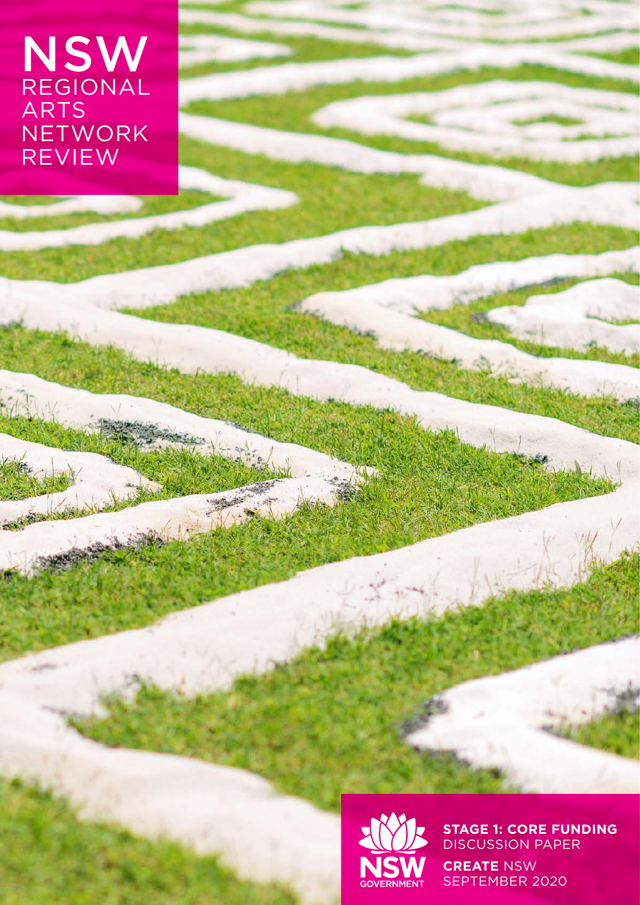# NSW REGIONAL ARTS NETWORK REVIEW

**STAGE 1: CORE FUNDING** DISCUSSION PAPER

**CREATE** NSW
SEPTEMBER 2020

NSW GOVERNMENT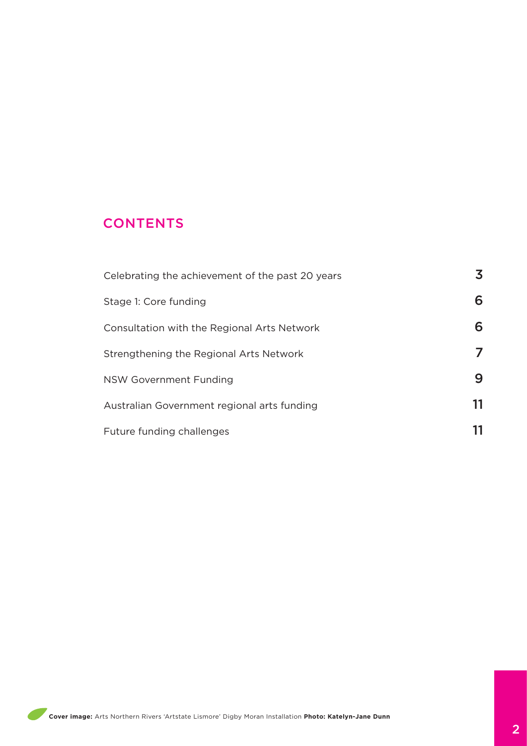## CONTENTS

| | |
|---|---|
| Celebrating the achievement of the past 20 years | 3 |
| Stage 1: Core funding | 6 |
| Consultation with the Regional Arts Network | 6 |
| Strengthening the Regional Arts Network | 7 |
| NSW Government Funding | 9 |
| Australian Government regional arts funding | 11 |
| Future funding challenges | 11 |

**Cover image:** Arts Northern Rivers 'Artstate Lismore' Digby Moran Installation **Photo: Katelyn-Jane Dunn**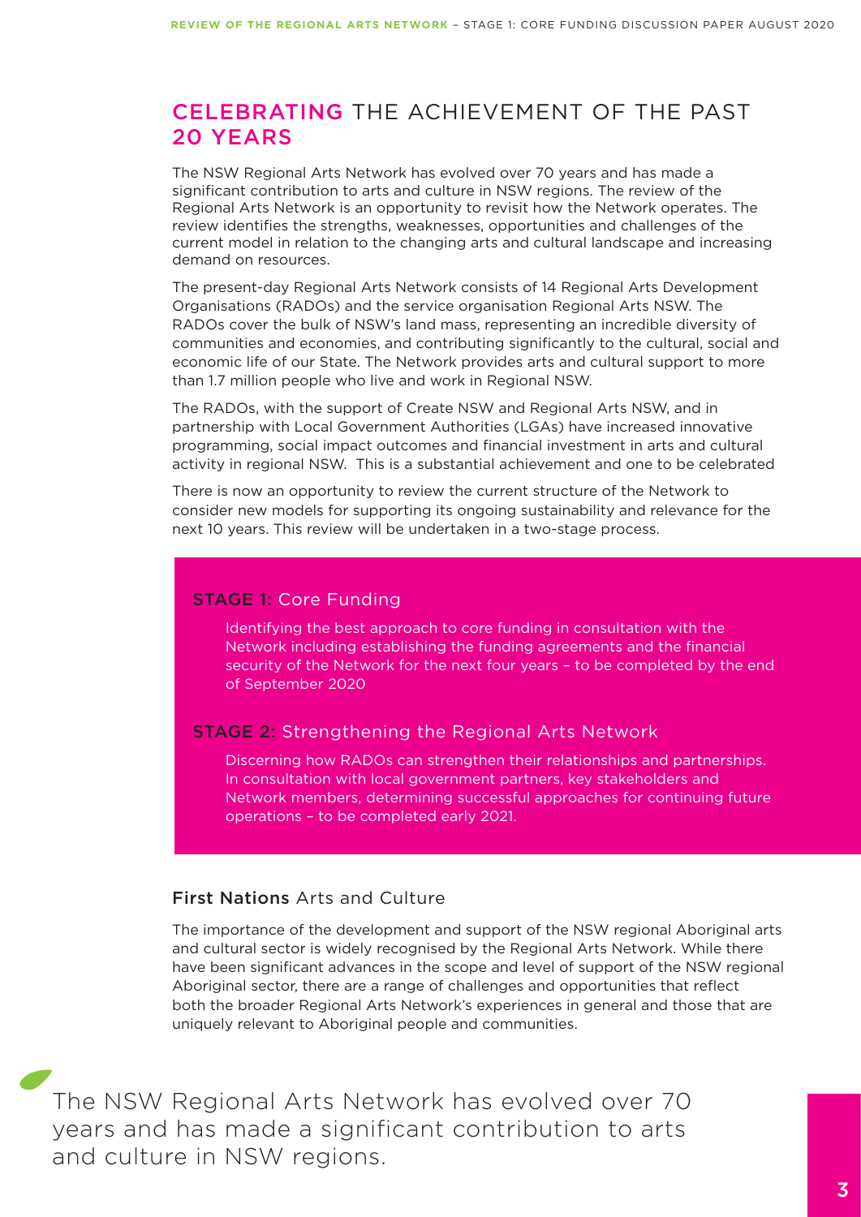## CELEBRATING THE ACHIEVEMENT OF THE PAST 20 YEARS

The NSW Regional Arts Network has evolved over 70 years and has made a significant contribution to arts and culture in NSW regions. The review of the Regional Arts Network is an opportunity to revisit how the Network operates. The review identifies the strengths, weaknesses, opportunities and challenges of the current model in relation to the changing arts and cultural landscape and increasing demand on resources.

The present-day Regional Arts Network consists of 14 Regional Arts Development Organisations (RADOs) and the service organisation Regional Arts NSW. The RADOs cover the bulk of NSW's land mass, representing an incredible diversity of communities and economies, and contributing significantly to the cultural, social and economic life of our State. The Network provides arts and cultural support to more than 1.7 million people who live and work in Regional NSW.

The RADOs, with the support of Create NSW and Regional Arts NSW, and in partnership with Local Government Authorities (LGAs) have increased innovative programming, social impact outcomes and financial investment in arts and cultural activity in regional NSW. This is a substantial achievement and one to be celebrated

There is now an opportunity to review the current structure of the Network to consider new models for supporting its ongoing sustainability and relevance for the next 10 years. This review will be undertaken in a two-stage process.

### STAGE 1: Core Funding

Identifying the best approach to core funding in consultation with the Network including establishing the funding agreements and the financial security of the Network for the next four years – to be completed by the end of September 2020

### STAGE 2: Strengthening the Regional Arts Network

Discerning how RADOs can strengthen their relationships and partnerships. In consultation with local government partners, key stakeholders and Network members, determining successful approaches for continuing future operations – to be completed early 2021.

### First Nations Arts and Culture

The importance of the development and support of the NSW regional Aboriginal arts and cultural sector is widely recognised by the Regional Arts Network. While there have been significant advances in the scope and level of support of the NSW regional Aboriginal sector, there are a range of challenges and opportunities that reflect both the broader Regional Arts Network's experiences in general and those that are uniquely relevant to Aboriginal people and communities.

> The NSW Regional Arts Network has evolved over 70 years and has made a significant contribution to arts and culture in NSW regions.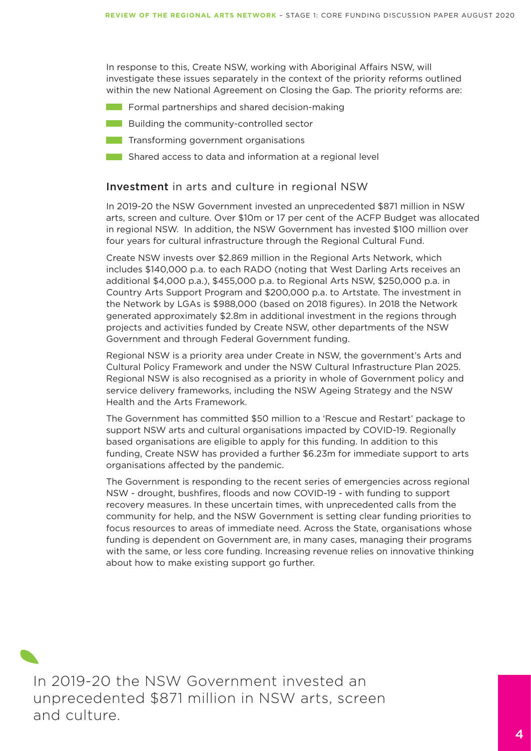In response to this, Create NSW, working with Aboriginal Affairs NSW, will investigate these issues separately in the context of the priority reforms outlined within the new National Agreement on Closing the Gap. The priority reforms are:

- Formal partnerships and shared decision-making
- Building the community-controlled sector
- Transforming government organisations
- Shared access to data and information at a regional level

## **Investment** in arts and culture in regional NSW

In 2019-20 the NSW Government invested an unprecedented $871 million in NSW arts, screen and culture. Over $10m or 17 per cent of the ACFP Budget was allocated in regional NSW. In addition, the NSW Government has invested $100 million over four years for cultural infrastructure through the Regional Cultural Fund.

Create NSW invests over $2.869 million in the Regional Arts Network, which includes $140,000 p.a. to each RADO (noting that West Darling Arts receives an additional $4,000 p.a.), $455,000 p.a. to Regional Arts NSW, $250,000 p.a. in Country Arts Support Program and $200,000 p.a. to Artstate. The investment in the Network by LGAs is $988,000 (based on 2018 figures). In 2018 the Network generated approximately $2.8m in additional investment in the regions through projects and activities funded by Create NSW, other departments of the NSW Government and through Federal Government funding.

Regional NSW is a priority area under Create in NSW, the government's Arts and Cultural Policy Framework and under the NSW Cultural Infrastructure Plan 2025. Regional NSW is also recognised as a priority in whole of Government policy and service delivery frameworks, including the NSW Ageing Strategy and the NSW Health and the Arts Framework.

The Government has committed $50 million to a 'Rescue and Restart' package to support NSW arts and cultural organisations impacted by COVID-19. Regionally based organisations are eligible to apply for this funding. In addition to this funding, Create NSW has provided a further $6.23m for immediate support to arts organisations affected by the pandemic.

The Government is responding to the recent series of emergencies across regional NSW - drought, bushfires, floods and now COVID-19 - with funding to support recovery measures. In these uncertain times, with unprecedented calls from the community for help, and the NSW Government is setting clear funding priorities to focus resources to areas of immediate need. Across the State, organisations whose funding is dependent on Government are, in many cases, managing their programs with the same, or less core funding. Increasing revenue relies on innovative thinking about how to make existing support go further.

In 2019-20 the NSW Government invested an unprecedented $871 million in NSW arts, screen and culture.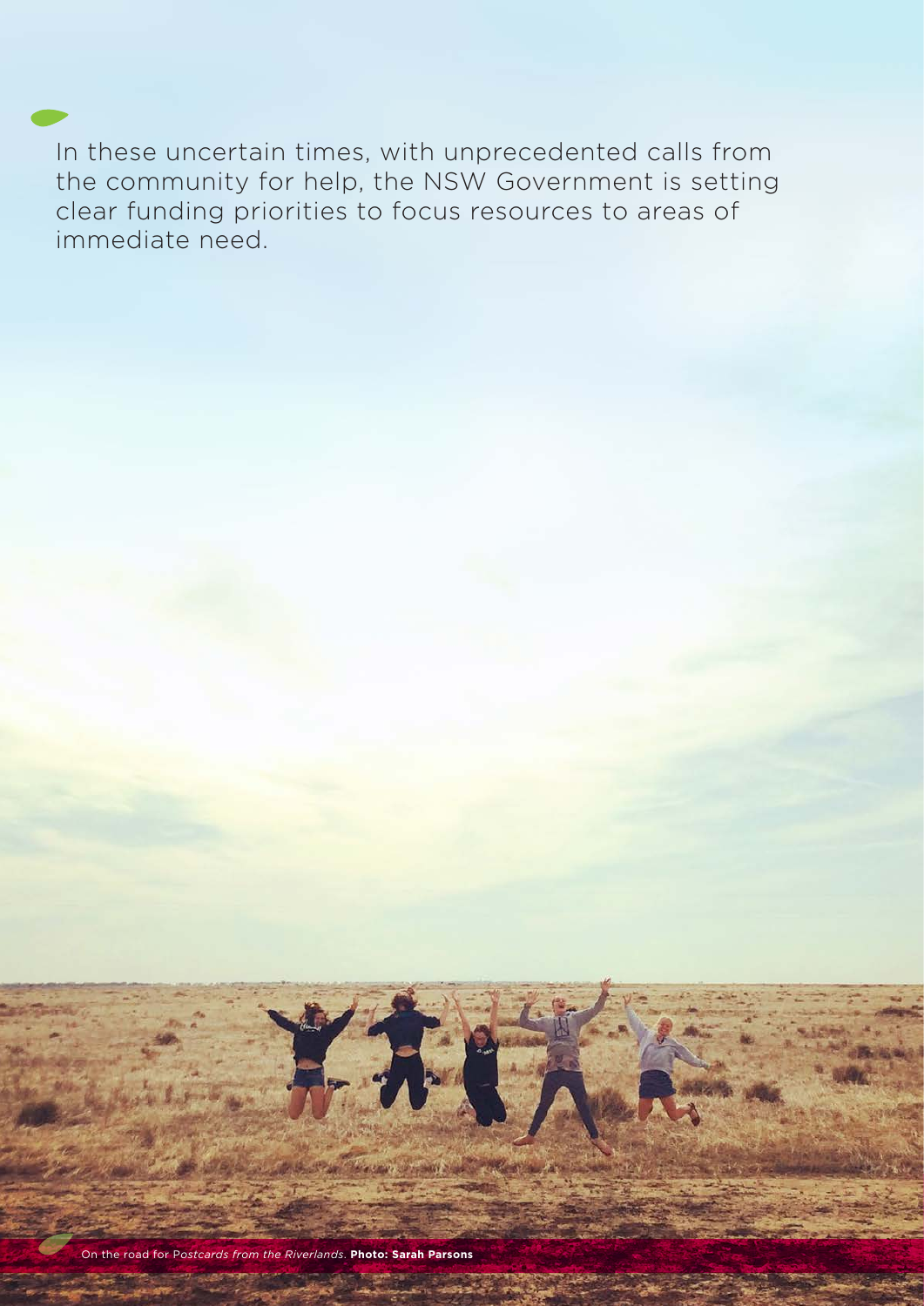In these uncertain times, with unprecedented calls from the community for help, the NSW Government is setting clear funding priorities to focus resources to areas of immediate need.

On the road for *Postcards from the Riverlands*. **Photo: Sarah Parsons**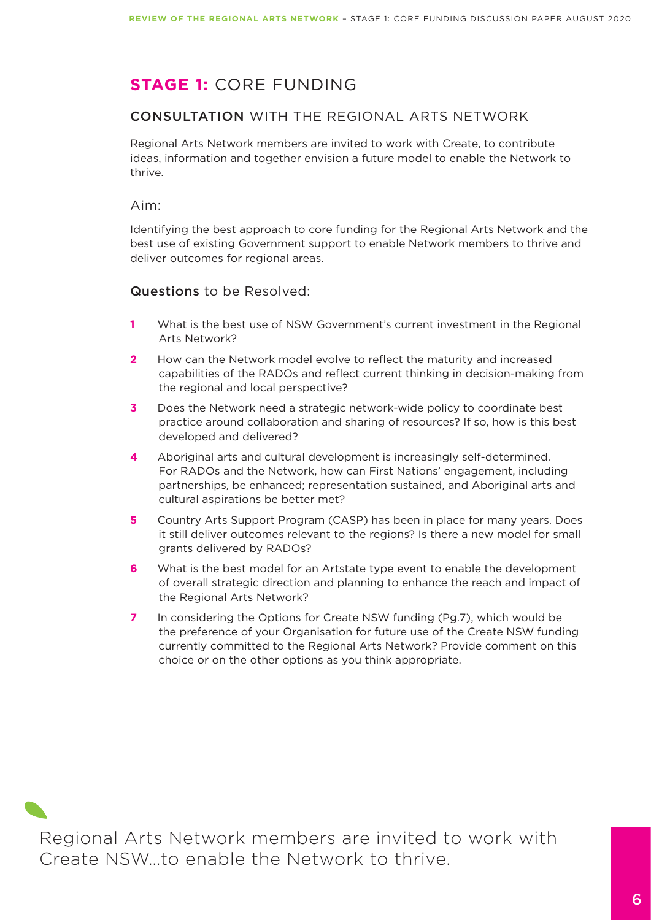# STAGE 1: CORE FUNDING

## CONSULTATION WITH THE REGIONAL ARTS NETWORK

Regional Arts Network members are invited to work with Create, to contribute ideas, information and together envision a future model to enable the Network to thrive.

### Aim:

Identifying the best approach to core funding for the Regional Arts Network and the best use of existing Government support to enable Network members to thrive and deliver outcomes for regional areas.

### Questions to be Resolved:

1. What is the best use of NSW Government's current investment in the Regional Arts Network?
2. How can the Network model evolve to reflect the maturity and increased capabilities of the RADOs and reflect current thinking in decision-making from the regional and local perspective?
3. Does the Network need a strategic network-wide policy to coordinate best practice around collaboration and sharing of resources? If so, how is this best developed and delivered?
4. Aboriginal arts and cultural development is increasingly self-determined. For RADOs and the Network, how can First Nations' engagement, including partnerships, be enhanced; representation sustained, and Aboriginal arts and cultural aspirations be better met?
5. Country Arts Support Program (CASP) has been in place for many years. Does it still deliver outcomes relevant to the regions? Is there a new model for small grants delivered by RADOs?
6. What is the best model for an Artstate type event to enable the development of overall strategic direction and planning to enhance the reach and impact of the Regional Arts Network?
7. In considering the Options for Create NSW funding (Pg.7), which would be the preference of your Organisation for future use of the Create NSW funding currently committed to the Regional Arts Network? Provide comment on this choice or on the other options as you think appropriate.

Regional Arts Network members are invited to work with Create NSW...to enable the Network to thrive.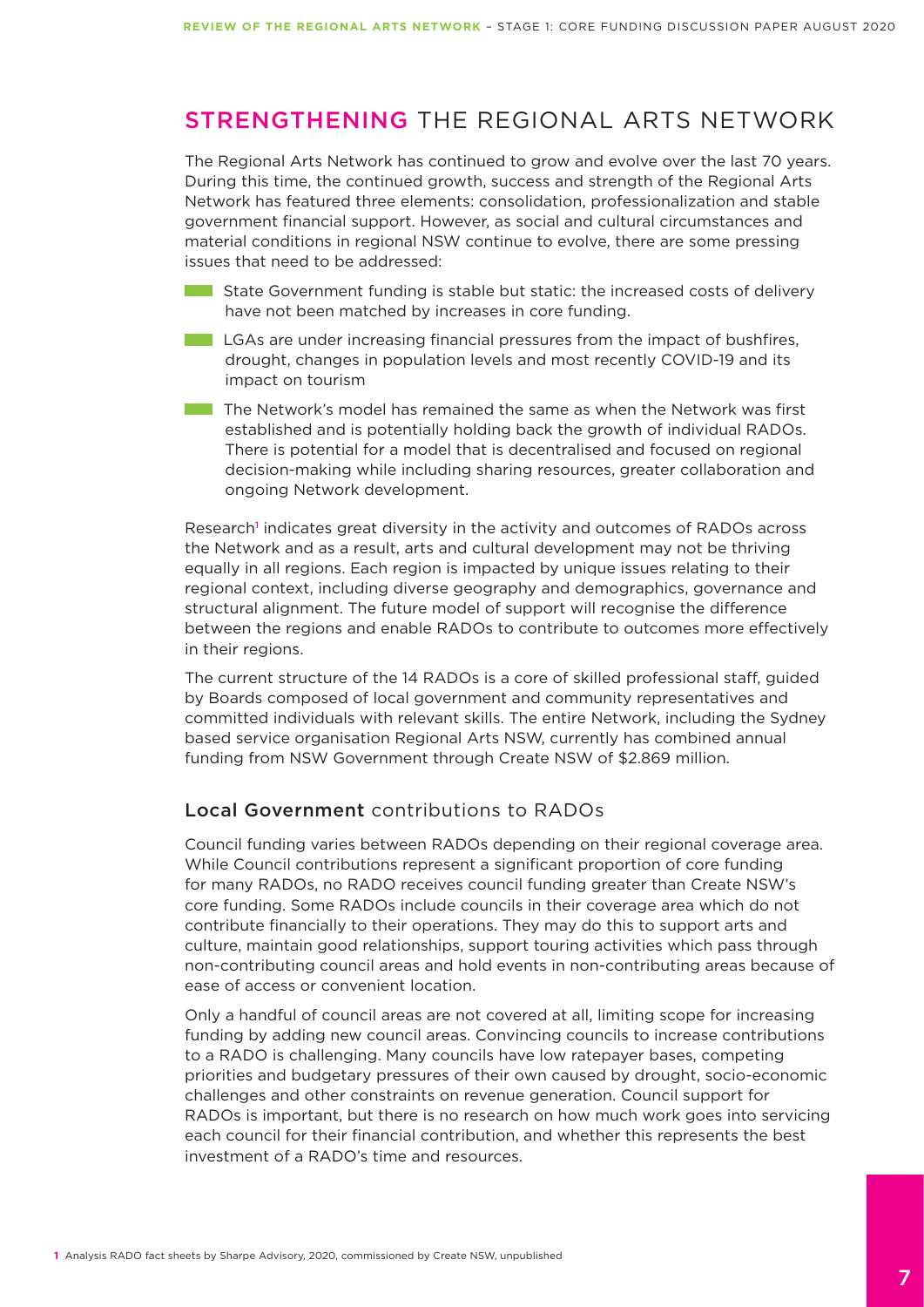## STRENGTHENING THE REGIONAL ARTS NETWORK

The Regional Arts Network has continued to grow and evolve over the last 70 years. During this time, the continued growth, success and strength of the Regional Arts Network has featured three elements: consolidation, professionalization and stable government financial support. However, as social and cultural circumstances and material conditions in regional NSW continue to evolve, there are some pressing issues that need to be addressed:

- State Government funding is stable but static: the increased costs of delivery have not been matched by increases in core funding.
- LGAs are under increasing financial pressures from the impact of bushfires, drought, changes in population levels and most recently COVID-19 and its impact on tourism
- The Network's model has remained the same as when the Network was first established and is potentially holding back the growth of individual RADOs. There is potential for a model that is decentralised and focused on regional decision-making while including sharing resources, greater collaboration and ongoing Network development.

Research[1] indicates great diversity in the activity and outcomes of RADOs across the Network and as a result, arts and cultural development may not be thriving equally in all regions. Each region is impacted by unique issues relating to their regional context, including diverse geography and demographics, governance and structural alignment. The future model of support will recognise the difference between the regions and enable RADOs to contribute to outcomes more effectively in their regions.

The current structure of the 14 RADOs is a core of skilled professional staff, guided by Boards composed of local government and community representatives and committed individuals with relevant skills. The entire Network, including the Sydney based service organisation Regional Arts NSW, currently has combined annual funding from NSW Government through Create NSW of $2.869 million.

### Local Government contributions to RADOs

Council funding varies between RADOs depending on their regional coverage area. While Council contributions represent a significant proportion of core funding for many RADOs, no RADO receives council funding greater than Create NSW's core funding. Some RADOs include councils in their coverage area which do not contribute financially to their operations. They may do this to support arts and culture, maintain good relationships, support touring activities which pass through non-contributing council areas and hold events in non-contributing areas because of ease of access or convenient location.

Only a handful of council areas are not covered at all, limiting scope for increasing funding by adding new council areas. Convincing councils to increase contributions to a RADO is challenging. Many councils have low ratepayer bases, competing priorities and budgetary pressures of their own caused by drought, socio-economic challenges and other constraints on revenue generation. Council support for RADOs is important, but there is no research on how much work goes into servicing each council for their financial contribution, and whether this represents the best investment of a RADO's time and resources.

[1] Analysis RADO fact sheets by Sharpe Advisory, 2020, commissioned by Create NSW, unpublished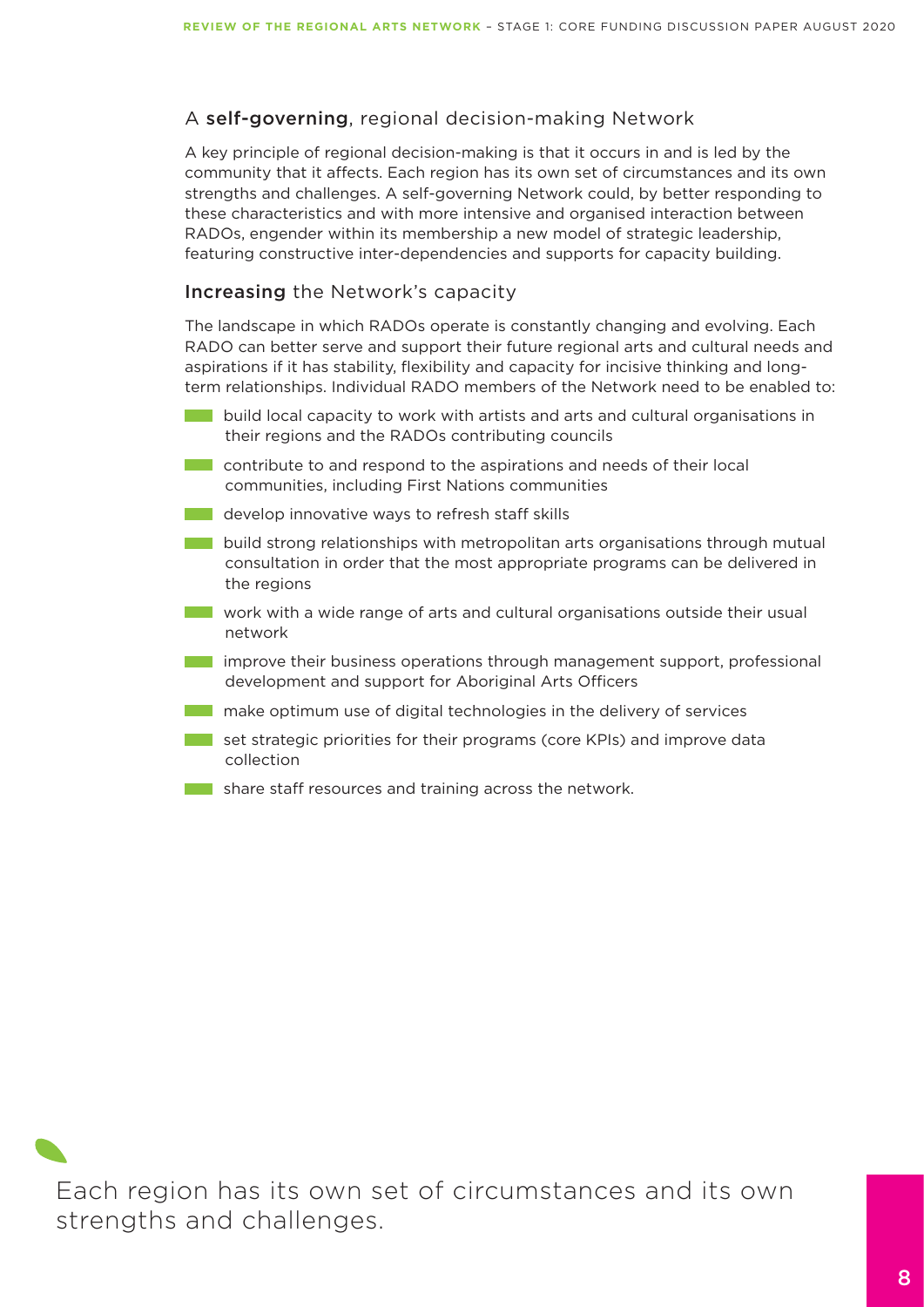## A **self-governing**, regional decision-making Network

A key principle of regional decision-making is that it occurs in and is led by the community that it affects. Each region has its own set of circumstances and its own strengths and challenges. A self-governing Network could, by better responding to these characteristics and with more intensive and organised interaction between RADOs, engender within its membership a new model of strategic leadership, featuring constructive inter-dependencies and supports for capacity building.

## **Increasing** the Network's capacity

The landscape in which RADOs operate is constantly changing and evolving. Each RADO can better serve and support their future regional arts and cultural needs and aspirations if it has stability, flexibility and capacity for incisive thinking and long-term relationships. Individual RADO members of the Network need to be enabled to:

- build local capacity to work with artists and arts and cultural organisations in their regions and the RADOs contributing councils
- contribute to and respond to the aspirations and needs of their local communities, including First Nations communities
- develop innovative ways to refresh staff skills
- build strong relationships with metropolitan arts organisations through mutual consultation in order that the most appropriate programs can be delivered in the regions
- work with a wide range of arts and cultural organisations outside their usual network
- improve their business operations through management support, professional development and support for Aboriginal Arts Officers
- make optimum use of digital technologies in the delivery of services
- set strategic priorities for their programs (core KPIs) and improve data collection
- share staff resources and training across the network.

Each region has its own set of circumstances and its own strengths and challenges.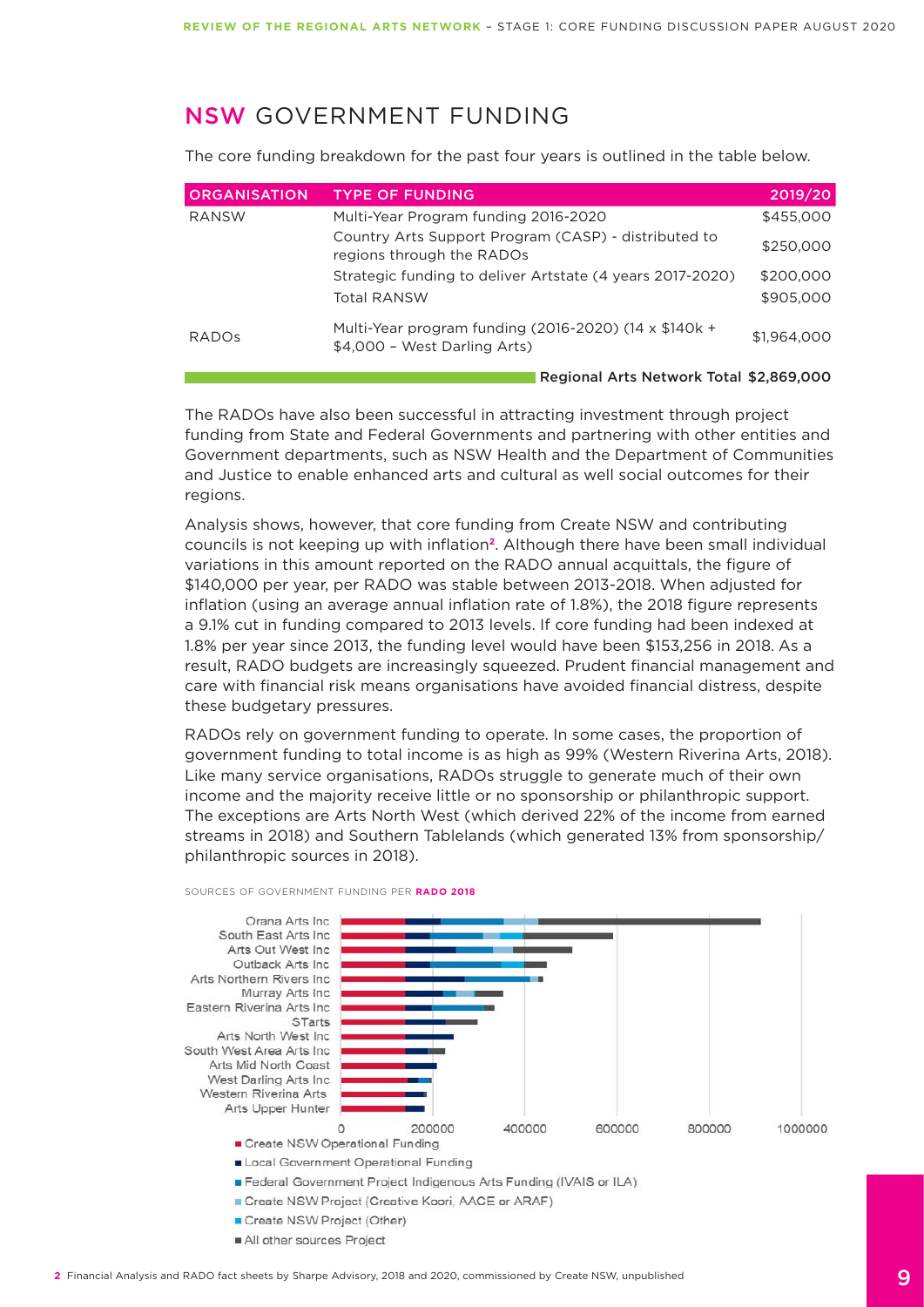## NSW GOVERNMENT FUNDING

The core funding breakdown for the past four years is outlined in the table below.

| ORGANISATION | TYPE OF FUNDING | 2019/20 |
|---|---|---|
| RANSW | Multi-Year Program funding 2016-2020 | $455,000 |
| | Country Arts Support Program (CASP) - distributed to regions through the RADOs | $250,000 |
| | Strategic funding to deliver Artstate (4 years 2017-2020) | $200,000 |
| | Total RANSW | $905,000 |
| RADOs | Multi-Year program funding (2016-2020) (14 x $140k + $4,000 – West Darling Arts) | $1,964,000 |
| | Regional Arts Network Total | $2,869,000 |

The RADOs have also been successful in attracting investment through project funding from State and Federal Governments and partnering with other entities and Government departments, such as NSW Health and the Department of Communities and Justice to enable enhanced arts and cultural as well social outcomes for their regions.

Analysis shows, however, that core funding from Create NSW and contributing councils is not keeping up with inflation[2]. Although there have been small individual variations in this amount reported on the RADO annual acquittals, the figure of $140,000 per year, per RADO was stable between 2013-2018. When adjusted for inflation (using an average annual inflation rate of 1.8%), the 2018 figure represents a 9.1% cut in funding compared to 2013 levels. If core funding had been indexed at 1.8% per year since 2013, the funding level would have been $153,256 in 2018. As a result, RADO budgets are increasingly squeezed. Prudent financial management and care with financial risk means organisations have avoided financial distress, despite these budgetary pressures.

RADOs rely on government funding to operate. In some cases, the proportion of government funding to total income is as high as 99% (Western Riverina Arts, 2018). Like many service organisations, RADOs struggle to generate much of their own income and the majority receive little or no sponsorship or philanthropic support. The exceptions are Arts North West (which derived 22% of the income from earned streams in 2018) and Southern Tablelands (which generated 13% from sponsorship/ philanthropic sources in 2018).

SOURCES OF GOVERNMENT FUNDING PER **RADO 2018**

Orana Arts Inc
South East Arts Inc
Arts Out West Inc
Outback Arts Inc
Arts Northern Rivers Inc
Murray Arts Inc
Eastern Riverina Arts Inc
STarts
Arts North West Inc
South West Area Arts Inc
Arts Mid North Coast
West Darling Arts Inc
Western Riverina Arts
Arts Upper Hunter

0 200000 400000 600000 800000 1000000

- Create NSW Operational Funding
- Local Government Operational Funding
- Federal Government Project Indigenous Arts Funding (IVAIS or ILA)
- Create NSW Project (Creative Koori, AACE or ARAF)
- Create NSW Project (Other)
- All other sources Project

[2] Financial Analysis and RADO fact sheets by Sharpe Advisory, 2018 and 2020, commissioned by Create NSW, unpublished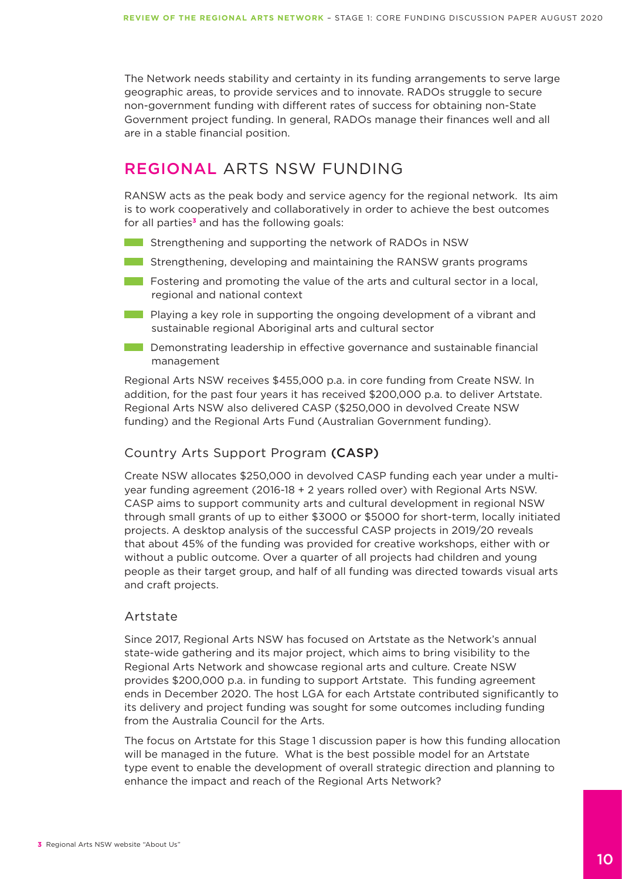The Network needs stability and certainty in its funding arrangements to serve large geographic areas, to provide services and to innovate. RADOs struggle to secure non-government funding with different rates of success for obtaining non-State Government project funding. In general, RADOs manage their finances well and all are in a stable financial position.

## REGIONAL ARTS NSW FUNDING

RANSW acts as the peak body and service agency for the regional network. Its aim is to work cooperatively and collaboratively in order to achieve the best outcomes for all parties[3] and has the following goals:

- Strengthening and supporting the network of RADOs in NSW
- Strengthening, developing and maintaining the RANSW grants programs
- Fostering and promoting the value of the arts and cultural sector in a local, regional and national context
- Playing a key role in supporting the ongoing development of a vibrant and sustainable regional Aboriginal arts and cultural sector
- Demonstrating leadership in effective governance and sustainable financial management

Regional Arts NSW receives $455,000 p.a. in core funding from Create NSW. In addition, for the past four years it has received $200,000 p.a. to deliver Artstate. Regional Arts NSW also delivered CASP ($250,000 in devolved Create NSW funding) and the Regional Arts Fund (Australian Government funding).

### Country Arts Support Program (CASP)

Create NSW allocates $250,000 in devolved CASP funding each year under a multi-year funding agreement (2016-18 + 2 years rolled over) with Regional Arts NSW. CASP aims to support community arts and cultural development in regional NSW through small grants of up to either $3000 or $5000 for short-term, locally initiated projects. A desktop analysis of the successful CASP projects in 2019/20 reveals that about 45% of the funding was provided for creative workshops, either with or without a public outcome. Over a quarter of all projects had children and young people as their target group, and half of all funding was directed towards visual arts and craft projects.

### Artstate

Since 2017, Regional Arts NSW has focused on Artstate as the Network's annual state-wide gathering and its major project, which aims to bring visibility to the Regional Arts Network and showcase regional arts and culture. Create NSW provides $200,000 p.a. in funding to support Artstate. This funding agreement ends in December 2020. The host LGA for each Artstate contributed significantly to its delivery and project funding was sought for some outcomes including funding from the Australia Council for the Arts.

The focus on Artstate for this Stage 1 discussion paper is how this funding allocation will be managed in the future. What is the best possible model for an Artstate type event to enable the development of overall strategic direction and planning to enhance the impact and reach of the Regional Arts Network?

[3] Regional Arts NSW website "About Us"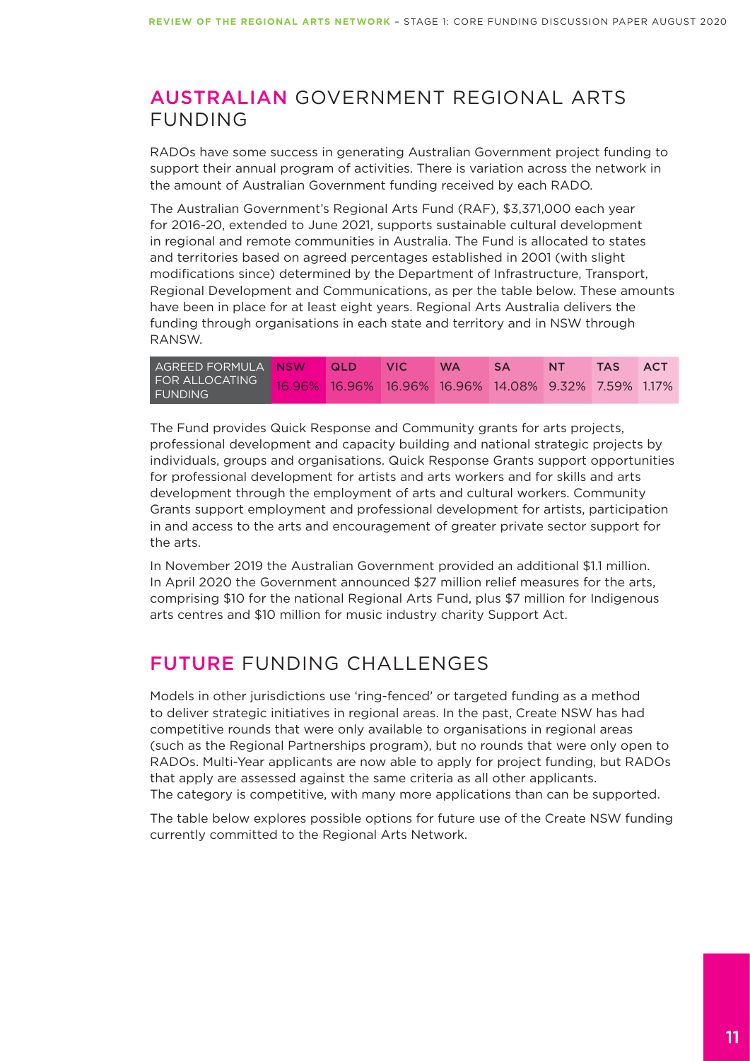## AUSTRALIAN GOVERNMENT REGIONAL ARTS FUNDING

RADOs have some success in generating Australian Government project funding to support their annual program of activities. There is variation across the network in the amount of Australian Government funding received by each RADO.

The Australian Government's Regional Arts Fund (RAF), $3,371,000 each year for 2016-20, extended to June 2021, supports sustainable cultural development in regional and remote communities in Australia. The Fund is allocated to states and territories based on agreed percentages established in 2001 (with slight modifications since) determined by the Department of Infrastructure, Transport, Regional Development and Communications, as per the table below. These amounts have been in place for at least eight years. Regional Arts Australia delivers the funding through organisations in each state and territory and in NSW through RANSW.

| AGREED FORMULA FOR ALLOCATING FUNDING | NSW | QLD | VIC | WA | SA | NT | TAS | ACT |
|---|---|---|---|---|---|---|---|---|
| | 16.96% | 16.96% | 16.96% | 16.96% | 14.08% | 9.32% | 7.59% | 1.17% |

The Fund provides Quick Response and Community grants for arts projects, professional development and capacity building and national strategic projects by individuals, groups and organisations. Quick Response Grants support opportunities for professional development for artists and arts workers and for skills and arts development through the employment of arts and cultural workers. Community Grants support employment and professional development for artists, participation in and access to the arts and encouragement of greater private sector support for the arts.

In November 2019 the Australian Government provided an additional $1.1 million. In April 2020 the Government announced $27 million relief measures for the arts, comprising $10 for the national Regional Arts Fund, plus $7 million for Indigenous arts centres and $10 million for music industry charity Support Act.

## FUTURE FUNDING CHALLENGES

Models in other jurisdictions use 'ring-fenced' or targeted funding as a method to deliver strategic initiatives in regional areas. In the past, Create NSW has had competitive rounds that were only available to organisations in regional areas (such as the Regional Partnerships program), but no rounds that were only open to RADOs. Multi-Year applicants are now able to apply for project funding, but RADOs that apply are assessed against the same criteria as all other applicants. The category is competitive, with many more applications than can be supported.

The table below explores possible options for future use of the Create NSW funding currently committed to the Regional Arts Network.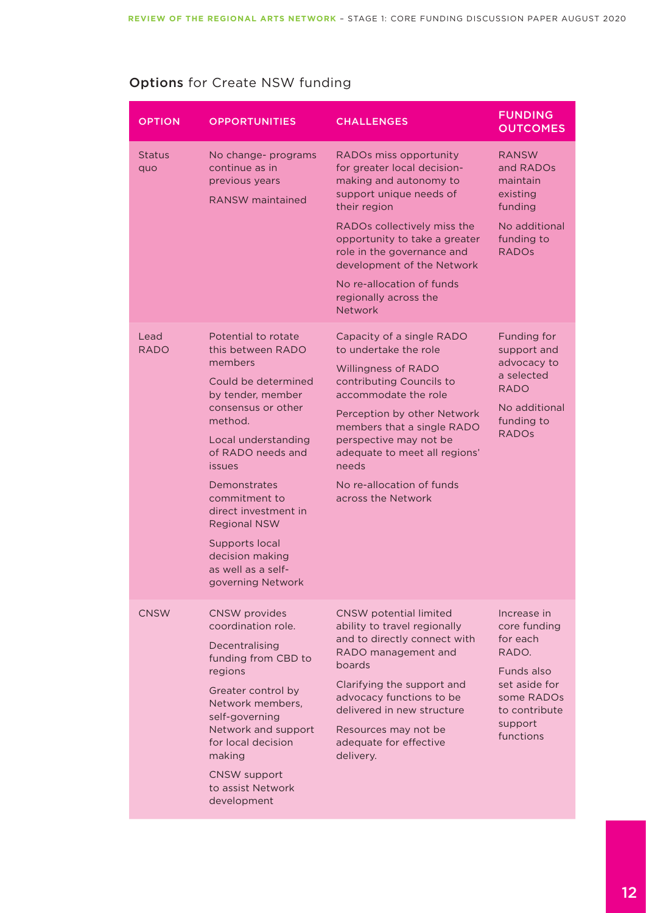## Options for Create NSW funding

| OPTION | OPPORTUNITIES | CHALLENGES | FUNDING OUTCOMES |
|---|---|---|---|
| Status quo | No change- programs continue as in previous years<br><br>RANSW maintained | RADOs miss opportunity for greater local decision-making and autonomy to support unique needs of their region<br><br>RADOs collectively miss the opportunity to take a greater role in the governance and development of the Network<br><br>No re-allocation of funds regionally across the Network | RANSW and RADOs maintain existing funding<br><br>No additional funding to RADOs |
| Lead RADO | Potential to rotate this between RADO members<br><br>Could be determined by tender, member consensus or other method.<br><br>Local understanding of RADO needs and issues<br><br>Demonstrates commitment to direct investment in Regional NSW<br><br>Supports local decision making as well as a self-governing Network | Capacity of a single RADO to undertake the role<br><br>Willingness of RADO contributing Councils to accommodate the role<br><br>Perception by other Network members that a single RADO perspective may not be adequate to meet all regions' needs<br><br>No re-allocation of funds across the Network | Funding for support and advocacy to a selected RADO<br><br>No additional funding to RADOs |
| CNSW | CNSW provides coordination role.<br><br>Decentralising funding from CBD to regions<br><br>Greater control by Network members, self-governing Network and support for local decision making<br><br>CNSW support to assist Network development | CNSW potential limited ability to travel regionally and to directly connect with RADO management and boards<br><br>Clarifying the support and advocacy functions to be delivered in new structure<br><br>Resources may not be adequate for effective delivery. | Increase in core funding for each RADO.<br><br>Funds also set aside for some RADOs to contribute support functions |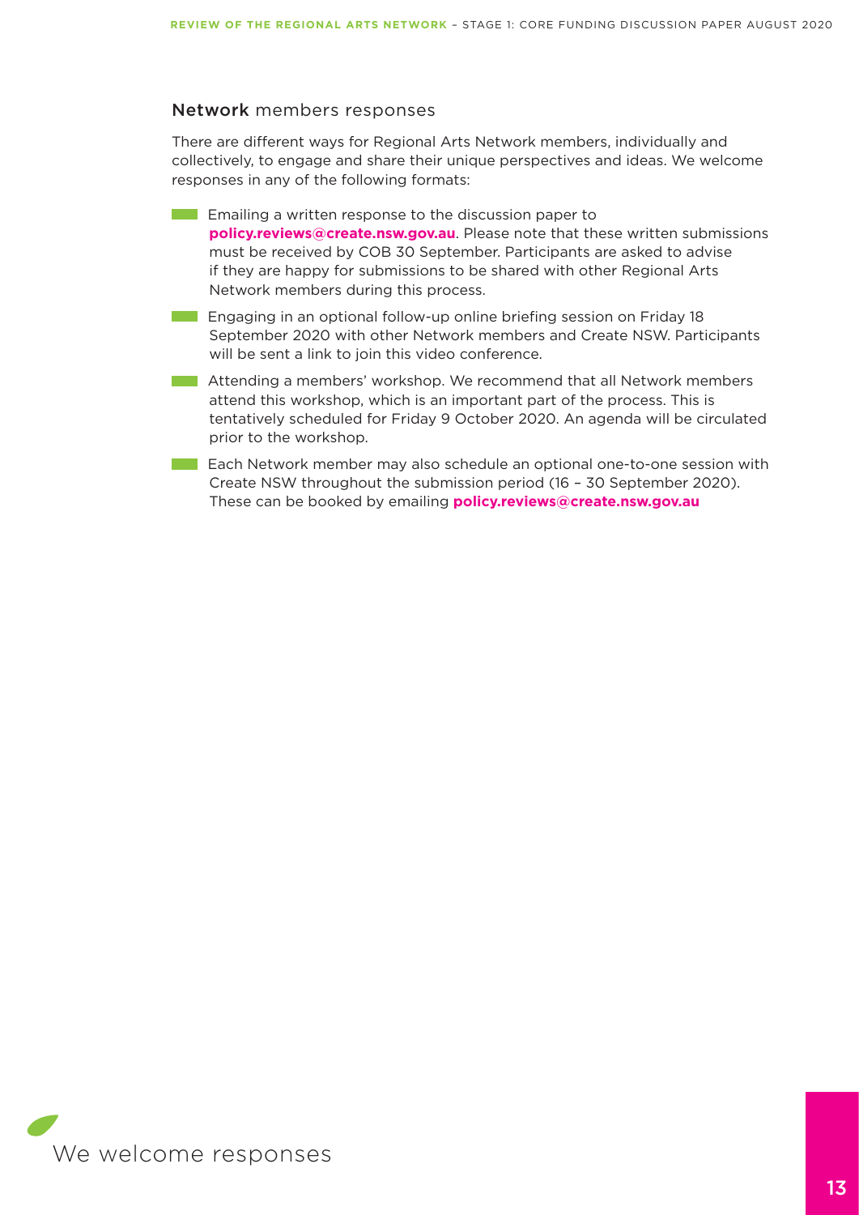## Network members responses

There are different ways for Regional Arts Network members, individually and collectively, to engage and share their unique perspectives and ideas. We welcome responses in any of the following formats:

- Emailing a written response to the discussion paper to **policy.reviews@create.nsw.gov.au**. Please note that these written submissions must be received by COB 30 September. Participants are asked to advise if they are happy for submissions to be shared with other Regional Arts Network members during this process.
- Engaging in an optional follow-up online briefing session on Friday 18 September 2020 with other Network members and Create NSW. Participants will be sent a link to join this video conference.
- Attending a members' workshop. We recommend that all Network members attend this workshop, which is an important part of the process. This is tentatively scheduled for Friday 9 October 2020. An agenda will be circulated prior to the workshop.
- Each Network member may also schedule an optional one-to-one session with Create NSW throughout the submission period (16 – 30 September 2020). These can be booked by emailing **policy.reviews@create.nsw.gov.au**

We welcome responses